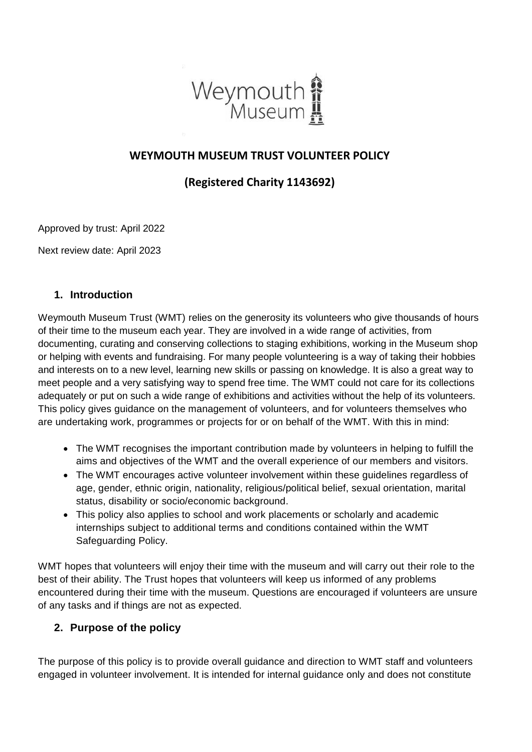Weymouth Museum

# WEYMOUTH MUSEUM TRUST VOLUNTEER POLICY

## (Registered Charity 1143692)

Approved by trust: April 2022

Next review date: April 2023

## 1. Introduction

Weymouth Museum Trust (WMT) relies on the generosity its volunteers who give thousands of hours of their time to the museum each year. They are involved in a wide range of activities, from documenting, curating and conserving collections to staging exhibitions, working in the Museum shop or helping with events and fundraising. For many people volunteering is a way of taking their hobbies and interests on to a new level, learning new skills or passing on knowledge. It is also a great way to meet people and a very satisfying way to spend free time. The WMT could not care for its collections adequately or put on such a wide range of exhibitions and activities without the help of its volunteers. This policy gives guidance on the management of volunteers, and for volunteers themselves who are undertaking work, programmes or projects for or on behalf of the WMT. With this in mind:

- The WMT recognises the important contribution made by volunteers in helping to fulfill the aims and objectives of the WMT and the overall experience of our members and visitors.
- The WMT encourages active volunteer involvement within these guidelines regardless of age, gender, ethnic origin, nationality, religious/political belief, sexual orientation, marital status, disability or socio/economic background.
- This policy also applies to school and work placements or scholarly and academic internships subject to additional terms and conditions contained within the WMT Safeguarding Policy.

WMT hopes that volunteers will enjoy their time with the museum and will carry out their role to the best of their ability. The Trust hopes that volunteers will keep us informed of any problems encountered during their time with the museum. Questions are encouraged if volunteers are unsure of any tasks and if things are not as expected.

## 2. Purpose of the policy

The purpose of this policy is to provide overall guidance and direction to WMT staff and volunteers engaged in volunteer involvement. It is intended for internal guidance only and does not constitute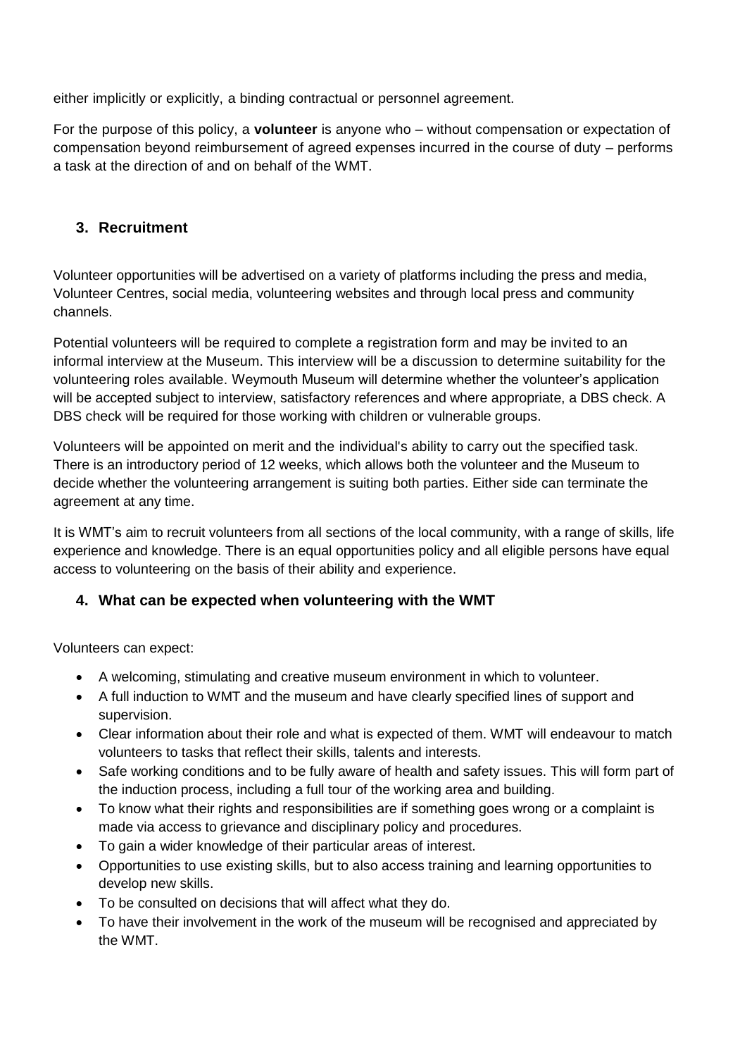either implicitly or explicitly, a binding contractual or personnel agreement.

For the purpose of this policy, a **volunteer** is anyone who – without compensation or expectation of compensation beyond reimbursement of agreed expenses incurred in the course of duty – performs a task at the direction of and on behalf of the WMT.

## 3. Recruitment

Volunteer opportunities will be advertised on a variety of platforms including the press and media, Volunteer Centres, social media, volunteering websites and through local press and community channels.

Potential volunteers will be required to complete a registration form and may be invited to an informal interview at the Museum. This interview will be a discussion to determine suitability for the volunteering roles available. Weymouth Museum will determine whether the volunteer's application will be accepted subject to interview, satisfactory references and where appropriate, a DBS check. A DBS check will be required for those working with children or vulnerable groups.

Volunteers will be appointed on merit and the individual's ability to carry out the specified task. There is an introductory period of 12 weeks, which allows both the volunteer and the Museum to decide whether the volunteering arrangement is suiting both parties. Either side can terminate the agreement at any time.

It is WMT's aim to recruit volunteers from all sections of the local community, with a range of skills, life experience and knowledge. There is an equal opportunities policy and all eligible persons have equal access to volunteering on the basis of their ability and experience.

## 4. What can be expected when volunteering with the WMT

Volunteers can expect:

- A welcoming, stimulating and creative museum environment in which to volunteer.
- A full induction to WMT and the museum and have clearly specified lines of support and supervision.
- Clear information about their role and what is expected of them. WMT will endeavour to match volunteers to tasks that reflect their skills, talents and interests.
- Safe working conditions and to be fully aware of health and safety issues. This will form part of the induction process, including a full tour of the working area and building.
- To know what their rights and responsibilities are if something goes wrong or a complaint is made via access to grievance and disciplinary policy and procedures.
- To gain a wider knowledge of their particular areas of interest.
- Opportunities to use existing skills, but to also access training and learning opportunities to develop new skills.
- To be consulted on decisions that will affect what they do.
- To have their involvement in the work of the museum will be recognised and appreciated by the WMT.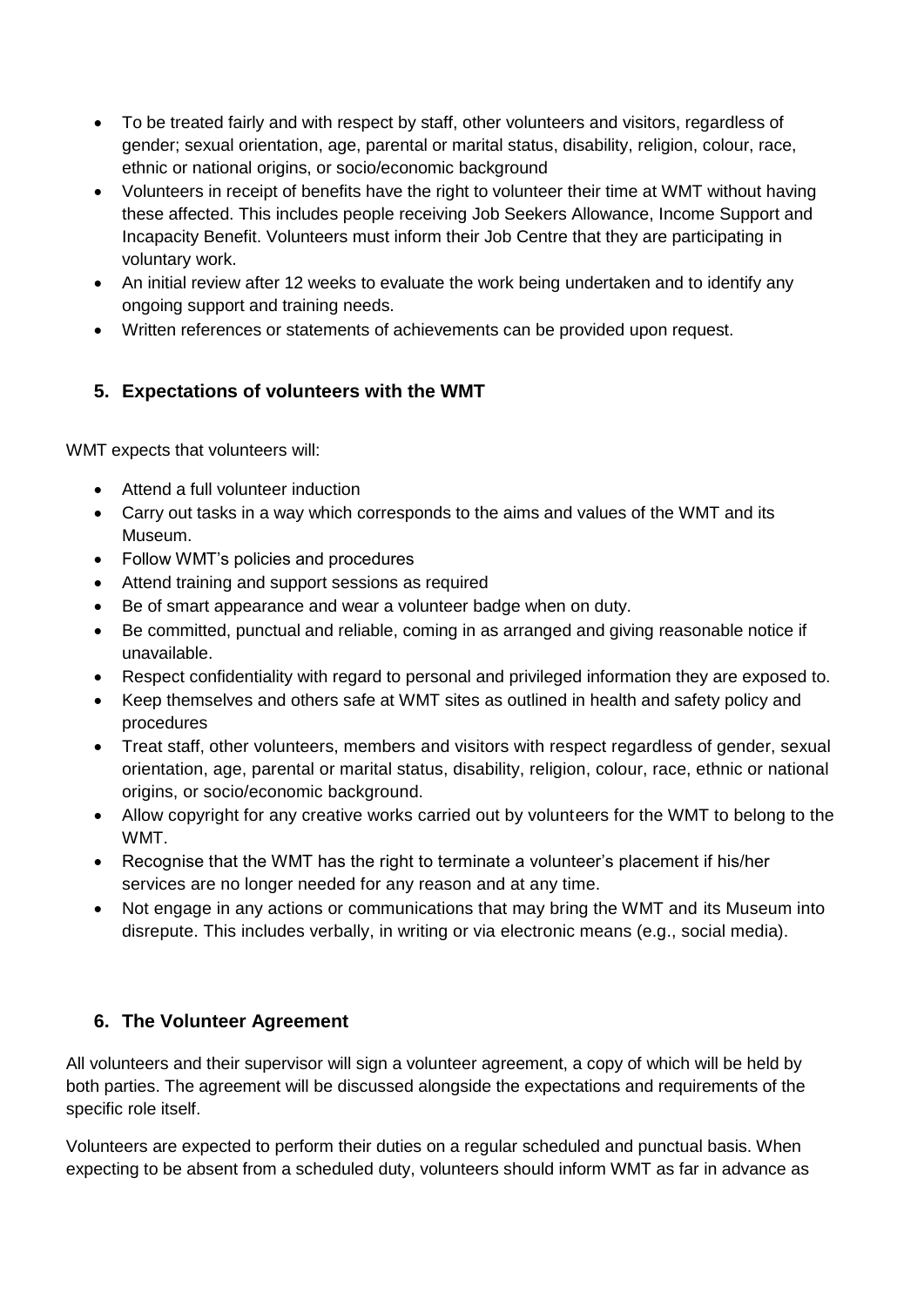- To be treated fairly and with respect by staff, other volunteers and visitors, regardless of gender; sexual orientation, age, parental or marital status, disability, religion, colour, race, ethnic or national origins, or socio/economic background
- Volunteers in receipt of benefits have the right to volunteer their time at WMT without having these affected. This includes people receiving Job Seekers Allowance, Income Support and Incapacity Benefit. Volunteers must inform their Job Centre that they are participating in voluntary work.
- An initial review after 12 weeks to evaluate the work being undertaken and to identify any ongoing support and training needs.
- Written references or statements of achievements can be provided upon request.

## 5. Expectations of volunteers with the WMT

WMT expects that volunteers will:

- Attend a full volunteer induction
- Carry out tasks in a way which corresponds to the aims and values of the WMT and its Museum.
- Follow WMT's policies and procedures
- Attend training and support sessions as required
- Be of smart appearance and wear a volunteer badge when on duty.
- Be committed, punctual and reliable, coming in as arranged and giving reasonable notice if unavailable.
- Respect confidentiality with regard to personal and privileged information they are exposed to.
- Keep themselves and others safe at WMT sites as outlined in health and safety policy and procedures
- Treat staff, other volunteers, members and visitors with respect regardless of gender, sexual orientation, age, parental or marital status, disability, religion, colour, race, ethnic or national origins, or socio/economic background.
- Allow copyright for any creative works carried out by volunteers for the WMT to belong to the WMT.
- Recognise that the WMT has the right to terminate a volunteer's placement if his/her services are no longer needed for any reason and at any time.
- Not engage in any actions or communications that may bring the WMT and its Museum into disrepute. This includes verbally, in writing or via electronic means (e.g., social media).

## 6. The Volunteer Agreement

All volunteers and their supervisor will sign a volunteer agreement, a copy of which will be held by both parties. The agreement will be discussed alongside the expectations and requirements of the specific role itself.

Volunteers are expected to perform their duties on a regular scheduled and punctual basis. When expecting to be absent from a scheduled duty, volunteers should inform WMT as far in advance as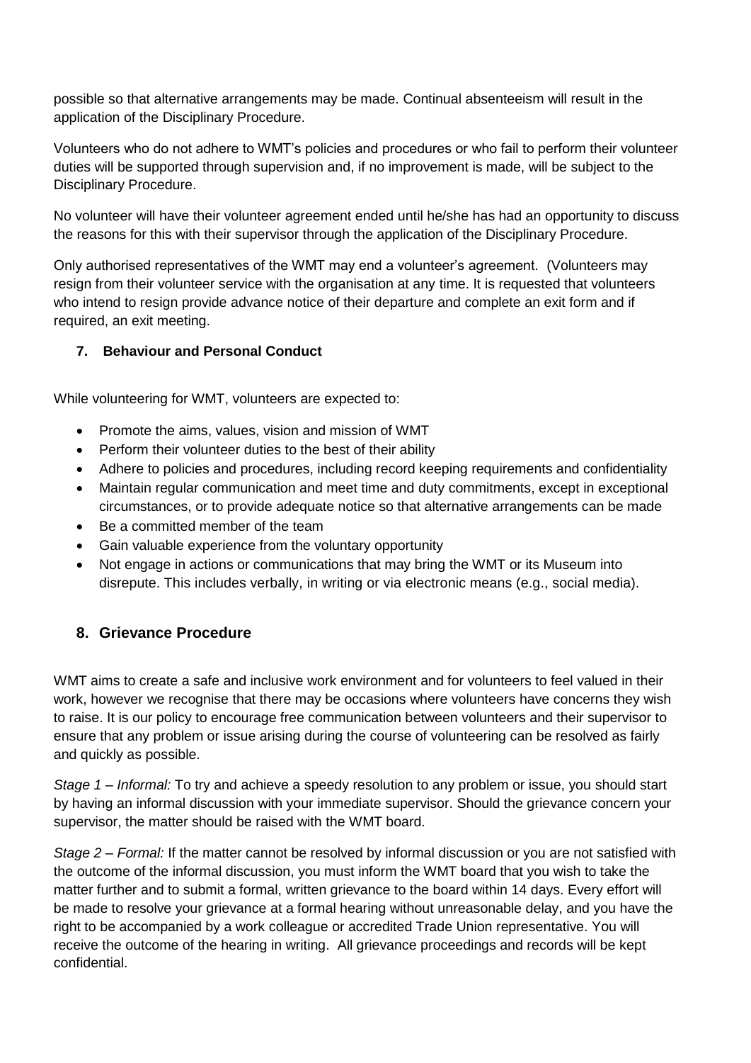possible so that alternative arrangements may be made. Continual absenteeism will result in the application of the Disciplinary Procedure.

Volunteers who do not adhere to WMT's policies and procedures or who fail to perform their volunteer duties will be supported through supervision and, if no improvement is made, will be subject to the Disciplinary Procedure.

No volunteer will have their volunteer agreement ended until he/she has had an opportunity to discuss the reasons for this with their supervisor through the application of the Disciplinary Procedure.

Only authorised representatives of the WMT may end a volunteer's agreement. (Volunteers may resign from their volunteer service with the organisation at any time. It is requested that volunteers who intend to resign provide advance notice of their departure and complete an exit form and if required, an exit meeting.

## 7. Behaviour and Personal Conduct

While volunteering for WMT, volunteers are expected to:

- Promote the aims, values, vision and mission of WMT
- Perform their volunteer duties to the best of their ability
- Adhere to policies and procedures, including record keeping requirements and confidentiality
- Maintain regular communication and meet time and duty commitments, except in exceptional circumstances, or to provide adequate notice so that alternative arrangements can be made
- Be a committed member of the team
- Gain valuable experience from the voluntary opportunity
- Not engage in actions or communications that may bring the WMT or its Museum into disrepute. This includes verbally, in writing or via electronic means (e.g., social media).

## 8. Grievance Procedure

WMT aims to create a safe and inclusive work environment and for volunteers to feel valued in their work, however we recognise that there may be occasions where volunteers have concerns they wish to raise. It is our policy to encourage free communication between volunteers and their supervisor to ensure that any problem or issue arising during the course of volunteering can be resolved as fairly and quickly as possible.

*Stage 1 – Informal:* To try and achieve a speedy resolution to any problem or issue, you should start by having an informal discussion with your immediate supervisor. Should the grievance concern your supervisor, the matter should be raised with the WMT board.

*Stage 2 – Formal:* If the matter cannot be resolved by informal discussion or you are not satisfied with the outcome of the informal discussion, you must inform the WMT board that you wish to take the matter further and to submit a formal, written grievance to the board within 14 days. Every effort will be made to resolve your grievance at a formal hearing without unreasonable delay, and you have the right to be accompanied by a work colleague or accredited Trade Union representative. You will receive the outcome of the hearing in writing. All grievance proceedings and records will be kept confidential.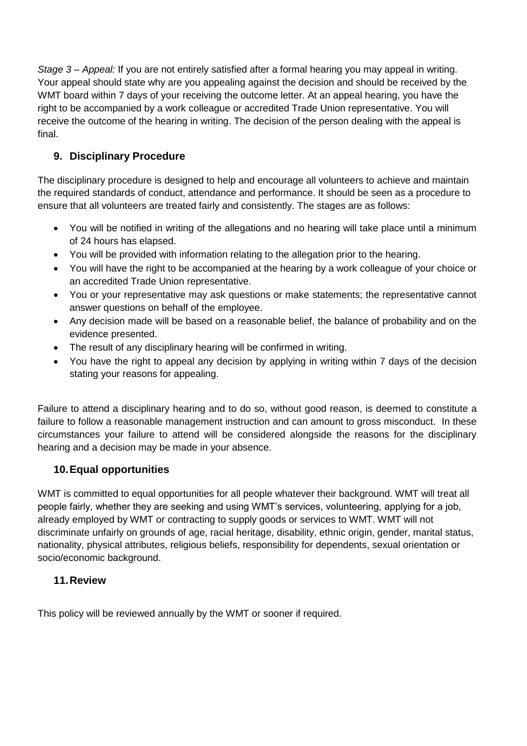*Stage 3 – Appeal:* If you are not entirely satisfied after a formal hearing you may appeal in writing. Your appeal should state why are you appealing against the decision and should be received by the WMT board within 7 days of your receiving the outcome letter. At an appeal hearing, you have the right to be accompanied by a work colleague or accredited Trade Union representative. You will receive the outcome of the hearing in writing. The decision of the person dealing with the appeal is final.

## 9. Disciplinary Procedure

The disciplinary procedure is designed to help and encourage all volunteers to achieve and maintain the required standards of conduct, attendance and performance. It should be seen as a procedure to ensure that all volunteers are treated fairly and consistently. The stages are as follows:

- You will be notified in writing of the allegations and no hearing will take place until a minimum of 24 hours has elapsed.
- You will be provided with information relating to the allegation prior to the hearing.
- You will have the right to be accompanied at the hearing by a work colleague of your choice or an accredited Trade Union representative.
- You or your representative may ask questions or make statements; the representative cannot answer questions on behalf of the employee.
- Any decision made will be based on a reasonable belief, the balance of probability and on the evidence presented.
- The result of any disciplinary hearing will be confirmed in writing.
- You have the right to appeal any decision by applying in writing within 7 days of the decision stating your reasons for appealing.

Failure to attend a disciplinary hearing and to do so, without good reason, is deemed to constitute a failure to follow a reasonable management instruction and can amount to gross misconduct. In these circumstances your failure to attend will be considered alongside the reasons for the disciplinary hearing and a decision may be made in your absence.

## 10. Equal opportunities

WMT is committed to equal opportunities for all people whatever their background. WMT will treat all people fairly, whether they are seeking and using WMT's services, volunteering, applying for a job, already employed by WMT or contracting to supply goods or services to WMT. WMT will not discriminate unfairly on grounds of age, racial heritage, disability, ethnic origin, gender, marital status, nationality, physical attributes, religious beliefs, responsibility for dependents, sexual orientation or socio/economic background.

## 11. Review

This policy will be reviewed annually by the WMT or sooner if required.